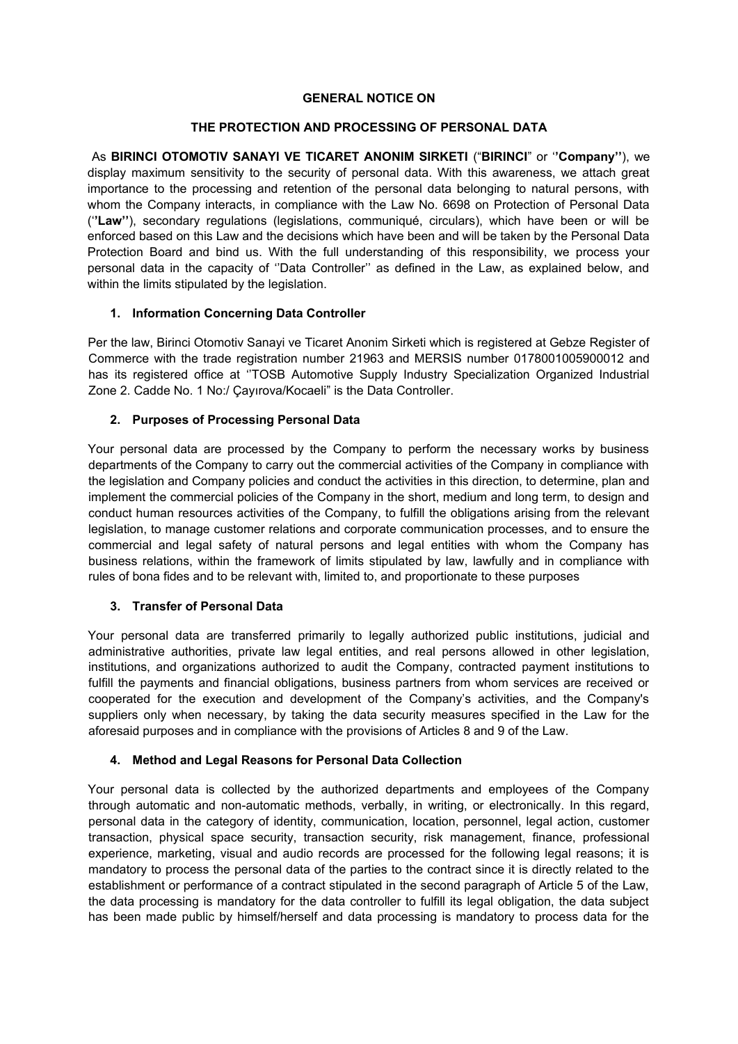**GENERAL NOTICE ON**

**THE PROTECTION AND PROCESSING OF PERSONAL DATA**

As **BIRINCI OTOMOTIV SANAYI VE TICARET ANONIM SIRKETI** ("**BIRINCI**" or ''**Company''**), we display maximum sensitivity to the security of personal data. With this awareness, we attach great importance to the processing and retention of the personal data belonging to natural persons, with whom the Company interacts, in compliance with the Law No. 6698 on Protection of Personal Data (''**Law''**), secondary regulations (legislations, communiqué, circulars), which have been or will be enforced based on this Law and the decisions which have been and will be taken by the Personal Data Protection Board and bind us. With the full understanding of this responsibility, we process your personal data in the capacity of ''Data Controller'' as defined in the Law, as explained below, and within the limits stipulated by the legislation.

1. **Information Concerning Data Controller**

Per the law, Birinci Otomotiv Sanayi ve Ticaret Anonim Sirketi which is registered at Gebze Register of Commerce with the trade registration number 21963 and MERSIS number 0178001005900012 and has its registered office at ''TOSB Automotive Supply Industry Specialization Organized Industrial Zone 2. Cadde No. 1 No:/ Çayırova/Kocaeli" is the Data Controller.

2. **Purposes of Processing Personal Data**

Your personal data are processed by the Company to perform the necessary works by business departments of the Company to carry out the commercial activities of the Company in compliance with the legislation and Company policies and conduct the activities in this direction, to determine, plan and implement the commercial policies of the Company in the short, medium and long term, to design and conduct human resources activities of the Company, to fulfill the obligations arising from the relevant legislation, to manage customer relations and corporate communication processes, and to ensure the commercial and legal safety of natural persons and legal entities with whom the Company has business relations, within the framework of limits stipulated by law, lawfully and in compliance with rules of bona fides and to be relevant with, limited to, and proportionate to these purposes

3. **Transfer of Personal Data**

Your personal data are transferred primarily to legally authorized public institutions, judicial and administrative authorities, private law legal entities, and real persons allowed in other legislation, institutions, and organizations authorized to audit the Company, contracted payment institutions to fulfill the payments and financial obligations, business partners from whom services are received or cooperated for the execution and development of the Company's activities, and the Company's suppliers only when necessary, by taking the data security measures specified in the Law for the aforesaid purposes and in compliance with the provisions of Articles 8 and 9 of the Law.

4. **Method and Legal Reasons for Personal Data Collection**

Your personal data is collected by the authorized departments and employees of the Company through automatic and non-automatic methods, verbally, in writing, or electronically. In this regard, personal data in the category of identity, communication, location, personnel, legal action, customer transaction, physical space security, transaction security, risk management, finance, professional experience, marketing, visual and audio records are processed for the following legal reasons; it is mandatory to process the personal data of the parties to the contract since it is directly related to the establishment or performance of a contract stipulated in the second paragraph of Article 5 of the Law, the data processing is mandatory for the data controller to fulfill its legal obligation, the data subject has been made public by himself/herself and data processing is mandatory to process data for the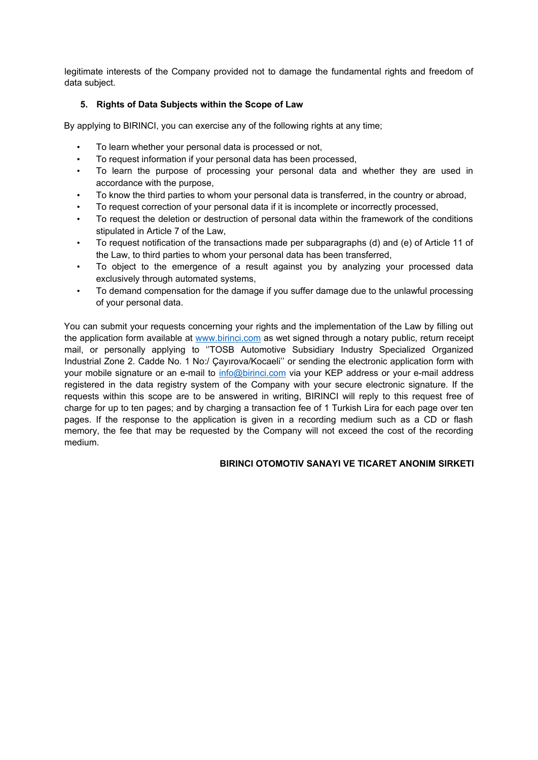legitimate interests of the Company provided not to damage the fundamental rights and freedom of data subject.

## 5. Rights of Data Subjects within the Scope of Law

By applying to BIRINCI, you can exercise any of the following rights at any time;

- To learn whether your personal data is processed or not,
- To request information if your personal data has been processed,
- To learn the purpose of processing your personal data and whether they are used in accordance with the purpose,
- To know the third parties to whom your personal data is transferred, in the country or abroad,
- To request correction of your personal data if it is incomplete or incorrectly processed,
- To request the deletion or destruction of personal data within the framework of the conditions stipulated in Article 7 of the Law,
- To request notification of the transactions made per subparagraphs (d) and (e) of Article 11 of the Law, to third parties to whom your personal data has been transferred,
- To object to the emergence of a result against you by analyzing your processed data exclusively through automated systems,
- To demand compensation for the damage if you suffer damage due to the unlawful processing of your personal data.

You can submit your requests concerning your rights and the implementation of the Law by filling out the application form available at www.birinci.com as wet signed through a notary public, return receipt mail, or personally applying to ''TOSB Automotive Subsidiary Industry Specialized Organized Industrial Zone 2. Cadde No. 1 No:/ Çayırova/Kocaeli'' or sending the electronic application form with your mobile signature or an e-mail to info@birinci.com via your KEP address or your e-mail address registered in the data registry system of the Company with your secure electronic signature. If the requests within this scope are to be answered in writing, BIRINCI will reply to this request free of charge for up to ten pages; and by charging a transaction fee of 1 Turkish Lira for each page over ten pages. If the response to the application is given in a recording medium such as a CD or flash memory, the fee that may be requested by the Company will not exceed the cost of the recording medium.

**BIRINCI OTOMOTIV SANAYI VE TICARET ANONIM SIRKETI**